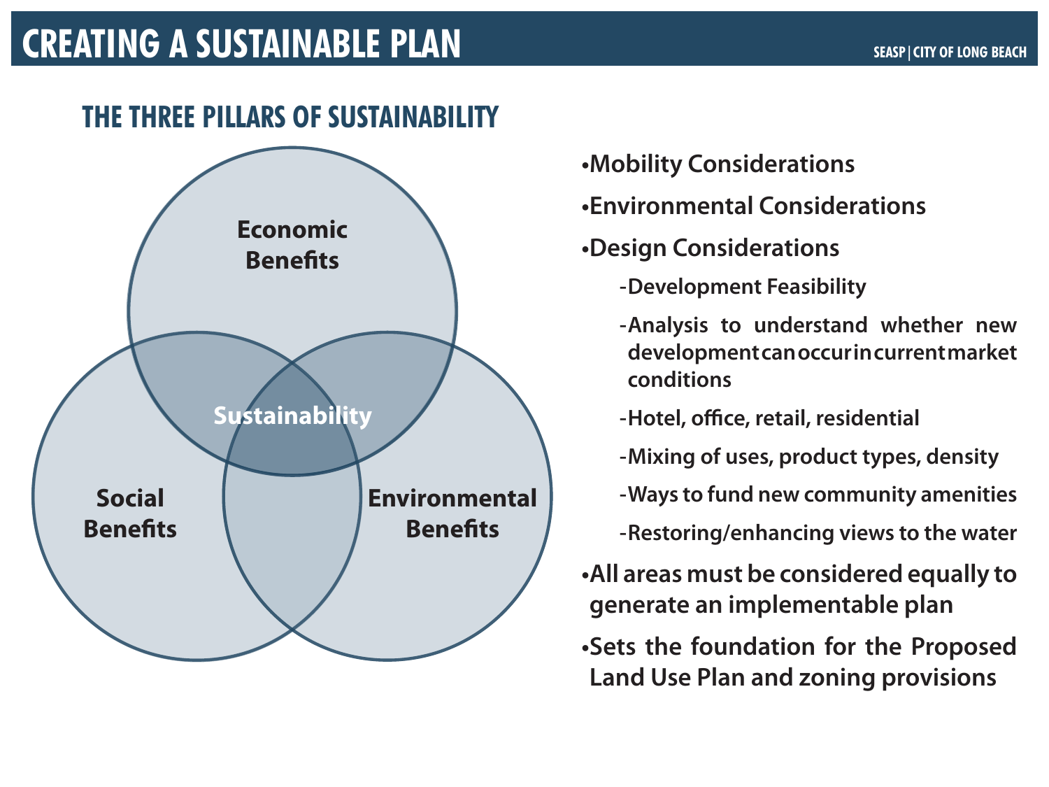# CREATING A SUSTAINABLE PLAN

SEASP | CITY OF LONG BEACH

## THE THREE PILLARS OF SUSTAINABILITY

Economic Benefits

Social Benefits

Environmental Benefits

Sustainability

- **Mobility Considerations**
- **Environmental Considerations**
- **Design Considerations**
  - -Development Feasibility
  - -Analysis to understand whether new development can occur in current market conditions
  - -Hotel, office, retail, residential
  - -Mixing of uses, product types, density
  - -Ways to fund new community amenities
  - -Restoring/enhancing views to the water
- **All areas must be considered equally to generate an implementable plan**
- **Sets the foundation for the Proposed Land Use Plan and zoning provisions**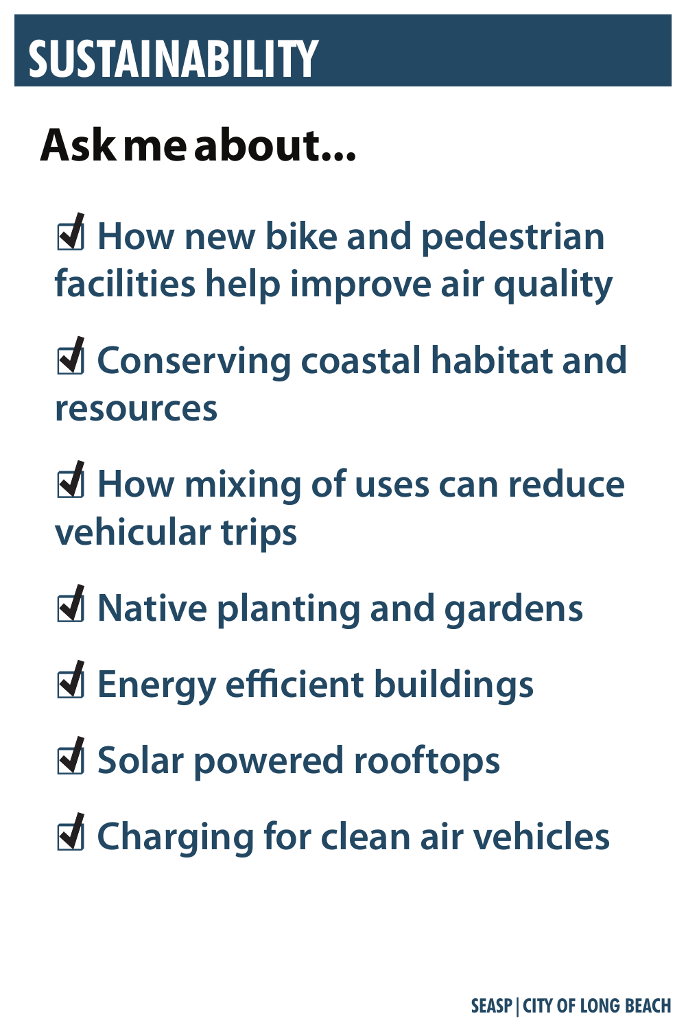# SUSTAINABILITY

## Ask me about...

- ☑ How new bike and pedestrian facilities help improve air quality
- ☑ Conserving coastal habitat and resources
- ☑ How mixing of uses can reduce vehicular trips
- ☑ Native planting and gardens
- ☑ Energy efficient buildings
- ☑ Solar powered rooftops
- ☑ Charging for clean air vehicles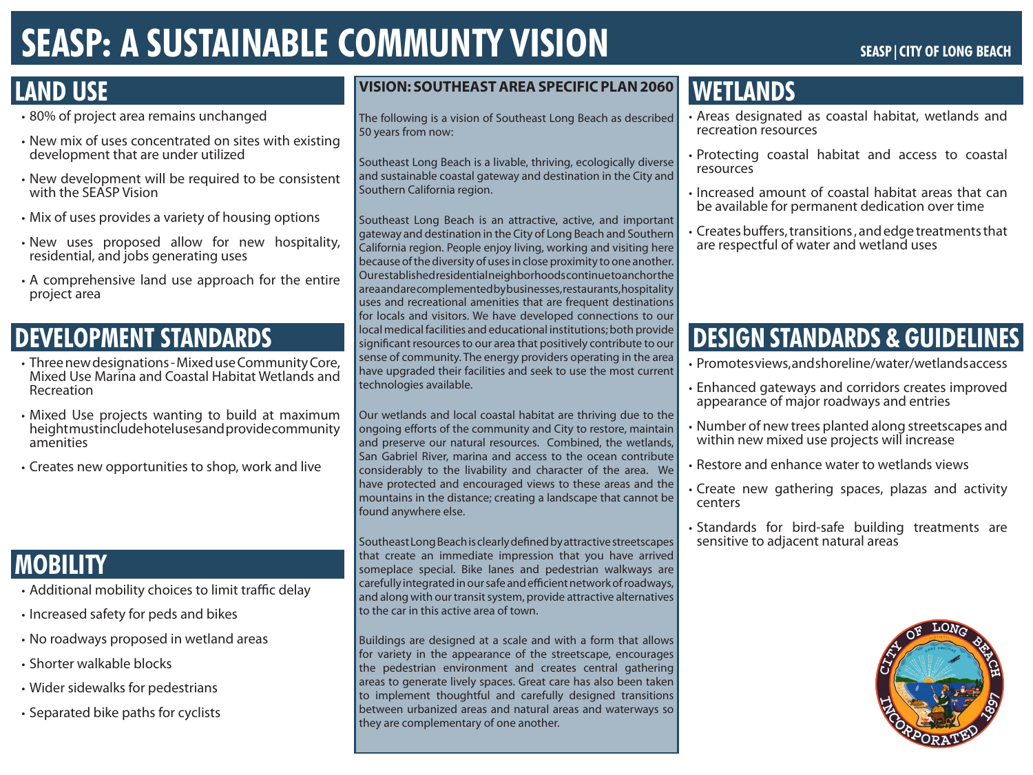# SEASP: A SUSTAINABLE COMMUNTY VISION

SEASP | CITY OF LONG BEACH

## LAND USE

- 80% of project area remains unchanged
- New mix of uses concentrated on sites with existing development that are under utilized
- New development will be required to be consistent with the SEASP Vision
- Mix of uses provides a variety of housing options
- New uses proposed allow for new hospitality, residential, and jobs generating uses
- A comprehensive land use approach for the entire project area

## DEVELOPMENT STANDARDS

- Three new designations - Mixed use Community Core, Mixed Use Marina and Coastal Habitat Wetlands and Recreation
- Mixed Use projects wanting to build at maximum height must include hotel uses and provide community amenities
- Creates new opportunities to shop, work and live

## MOBILITY

- Additional mobility choices to limit traffic delay
- Increased safety for peds and bikes
- No roadways proposed in wetland areas
- Shorter walkable blocks
- Wider sidewalks for pedestrians
- Separated bike paths for cyclists

### VISION: SOUTHEAST AREA SPECIFIC PLAN 2060

The following is a vision of Southeast Long Beach as described 50 years from now:

Southeast Long Beach is a livable, thriving, ecologically diverse and sustainable coastal gateway and destination in the City and Southern California region.

Southeast Long Beach is an attractive, active, and important gateway and destination in the City of Long Beach and Southern California region. People enjoy living, working and visiting here because of the diversity of uses in close proximity to one another. Our established residential neighborhoods continue to anchor the area and are complemented by businesses, restaurants, hospitality uses and recreational amenities that are frequent destinations for locals and visitors. We have developed connections to our local medical facilities and educational institutions; both provide significant resources to our area that positively contribute to our sense of community. The energy providers operating in the area have upgraded their facilities and seek to use the most current technologies available.

Our wetlands and local coastal habitat are thriving due to the ongoing efforts of the community and City to restore, maintain and preserve our natural resources. Combined, the wetlands, San Gabriel River, marina and access to the ocean contribute considerably to the livability and character of the area. We have protected and encouraged views to these areas and the mountains in the distance; creating a landscape that cannot be found anywhere else.

Southeast Long Beach is clearly defined by attractive streetscapes that create an immediate impression that you have arrived someplace special. Bike lanes and pedestrian walkways are carefully integrated in our safe and efficient network of roadways, and along with our transit system, provide attractive alternatives to the car in this active area of town.

Buildings are designed at a scale and with a form that allows for variety in the appearance of the streetscape, encourages the pedestrian environment and creates central gathering areas to generate lively spaces. Great care has also been taken to implement thoughtful and carefully designed transitions between urbanized areas and natural areas and waterways so they are complementary of one another.

## WETLANDS

- Areas designated as coastal habitat, wetlands and recreation resources
- Protecting coastal habitat and access to coastal resources
- Increased amount of coastal habitat areas that can be available for permanent dedication over time
- Creates buffers, transitions , and edge treatments that are respectful of water and wetland uses

## DESIGN STANDARDS & GUIDELINES

- Promotes views, and shoreline/water/wetlands access
- Enhanced gateways and corridors creates improved appearance of major roadways and entries
- Number of new trees planted along streetscapes and within new mixed use projects will increase
- Restore and enhance water to wetlands views
- Create new gathering spaces, plazas and activity centers
- Standards for bird-safe building treatments are sensitive to adjacent natural areas